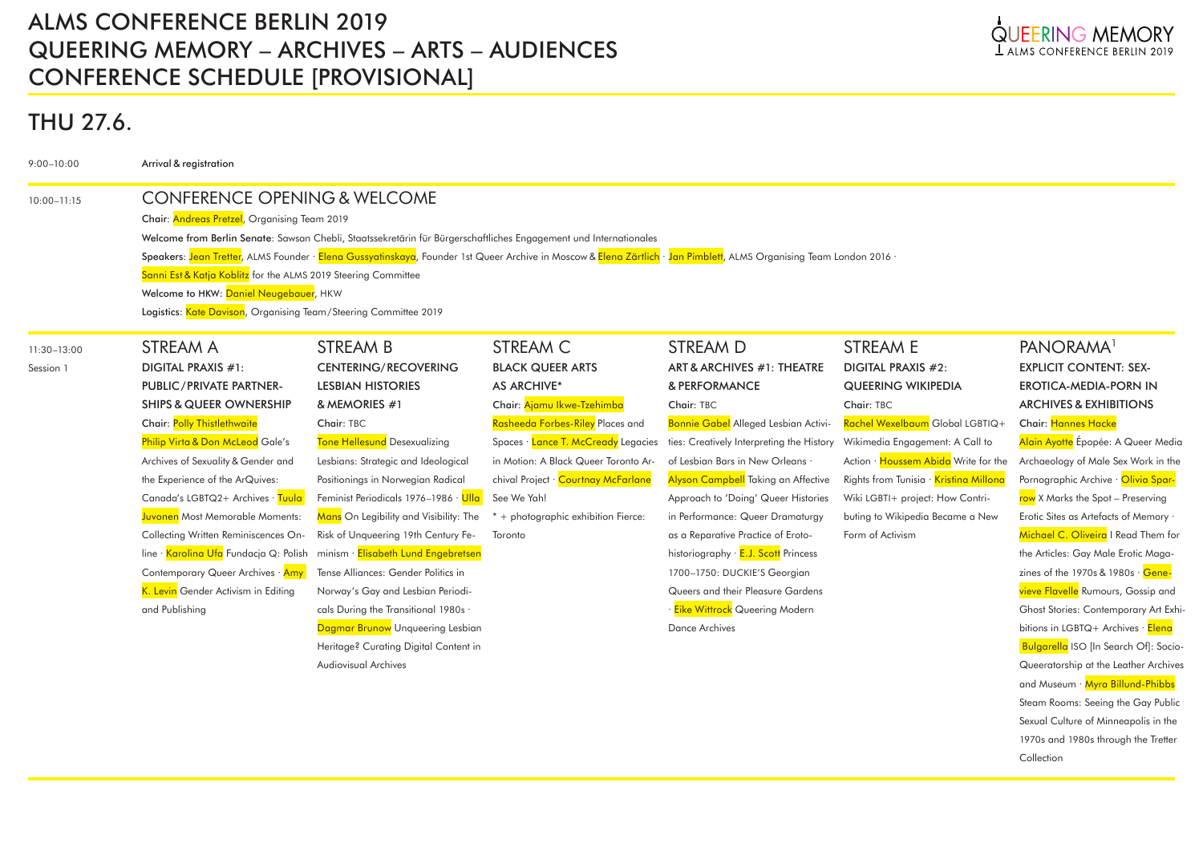# ALMS CONFERENCE BERLIN 2019
# QUEERING MEMORY – ARCHIVES – ARTS – AUDIENCES
# CONFERENCE SCHEDULE [PROVISIONAL]

## THU 27.6.

**9:00–10:00**

Arrival & registration

**10:00–11:15**

### CONFERENCE OPENING & WELCOME

**Chair:** Andreas Pretzel, Organising Team 2019

**Welcome from Berlin Senate:** Sawsan Chebli, Staatssekretärin für Bürgerschaftliches Engagement und Internationales

**Speakers:** Jean Tretter, ALMS Founder · Elena Gussyatinskaya, Founder 1st Queer Archive in Moscow & Elena Zärtlich · Jan Pimblett, ALMS Organising Team London 2016 · Sanni Est & Katja Koblitz for the ALMS 2019 Steering Committee

**Welcome to HKW:** Daniel Neugebauer, HKW

**Logistics:** Kate Davison, Organising Team/Steering Committee 2019

**11:30–13:00**
Session 1

### STREAM A
**DIGITAL PRAXIS #1: PUBLIC/PRIVATE PARTNERSHIPS & QUEER OWNERSHIP**

**Chair:** Polly Thistlethwaite

Philip Virta & Don McLeod Gale's Archives of Sexuality & Gender and the Experience of the ArQuives: Canada's LGBTQ2+ Archives · Tuula Juvonen Most Memorable Moments: Collecting Written Reminiscences Online · Karolina Ufa Fundacja Q: Polish Contemporary Queer Archives · Amy K. Levin Gender Activism in Editing and Publishing

### STREAM B
**CENTERING/RECOVERING LESBIAN HISTORIES & MEMORIES #1**

**Chair:** TBC

Tone Hellesund Desexualizing Lesbians: Strategic and Ideological Positionings in Norwegian Radical Feminist Periodicals 1976–1986 · Ulla Mans On Legibility and Visibility: The Risk of Unqueering 19th Century Feminism · Elisabeth Lund Engebretsen Tense Alliances: Gender Politics in Norway's Gay and Lesbian Periodicals During the Transitional 1980s · Dagmar Brunow Unqueering Lesbian Heritage? Curating Digital Content in Audiovisual Archives

### STREAM C
**BLACK QUEER ARTS AS ARCHIVE***

**Chair:** Ajamu Ikwe-Tzehimba

Rasheeda Forbes-Riley Places and Spaces · Lance T. McCready Legacies in Motion: A Black Queer Toronto Archival Project · Courtnay McFarlane See We Yah!

\* + photographic exhibition Fierce: Toronto

### STREAM D
**ART & ARCHIVES #1: THEATRE & PERFORMANCE**

**Chair:** TBC

Bonnie Gabel Alleged Lesbian Activities: Creatively Interpreting the History of Lesbian Bars in New Orleans · Alyson Campbell Taking an Affective Approach to 'Doing' Queer Histories in Performance: Queer Dramaturgy as a Reparative Practice of Erotohistoriography · E.J. Scott Princess 1700–1750: DUCKIE'S Georgian Queers and their Pleasure Gardens · Eike Wittrock Queering Modern Dance Archives

### STREAM E
**DIGITAL PRAXIS #2: QUEERING WIKIPEDIA**

**Chair:** TBC

Rachel Wexelbaum Global LGBTIQ+ Wikimedia Engagement: A Call to Action · Houssem Abida Write for the Rights from Tunisia · Kristina Millona Wiki LGBTI+ project: How Contributing to Wikipedia Became a New Form of Activism

### PANORAMA[1]
**EXPLICIT CONTENT: SEX-EROTICA-MEDIA-PORN IN ARCHIVES & EXHIBITIONS**

**Chair:** Hannes Hacke

Alain Ayotte Épopée: A Queer Media Archaeology of Male Sex Work in the Pornographic Archive · Olivia Sparrow X Marks the Spot – Preserving Erotic Sites as Artefacts of Memory · Michael C. Oliveira I Read Them for the Articles: Gay Male Erotic Magazines of the 1970s & 1980s · Genevieve Flavelle Rumours, Gossip and Ghost Stories: Contemporary Art Exhibitions in LGBTQ+ Archives · Elena Bulgarella ISO [In Search Of]: Socio-Queeratorship at the Leather Archives and Museum · Myra Billund-Phibbs Steam Rooms: Seeing the Gay Public Sexual Culture of Minneapolis in the 1970s and 1980s through the Tretter Collection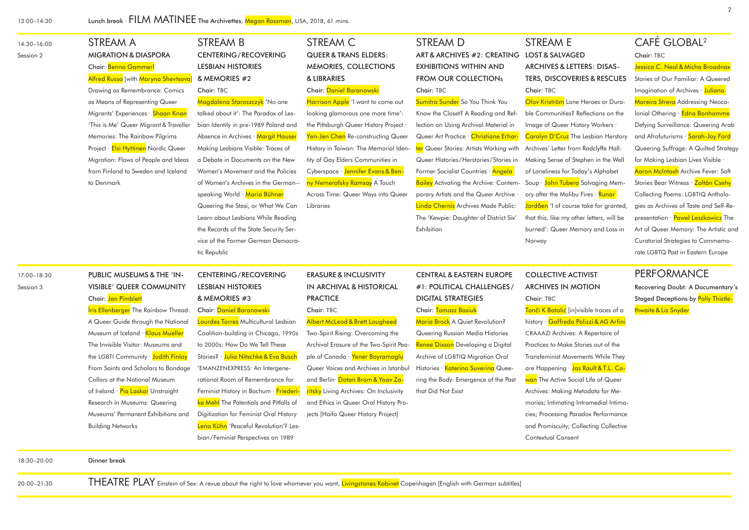13:00–14:30 Lunch break · **FILM MATINEE** The Archivettes, Megan Rossman, USA, 2018, 61 mins.

14:30–16:00 Session 2

## STREAM A
### MIGRATION & DIASPORA

Chair: Benno Gammerl

Alfred Russo [with Maryna Shevtsova] Drawing as Remembrance: Comics as Means of Representing Queer Migrants' Experiences · Shaan Knan 'This is Me' Queer Migrant & Traveller Memories: The Rainbow Pilgrims Project · Elsi Hyttinen Nordic Queer Migration: Flows of People and Ideas from Finland to Sweden and Iceland to Denmark

## STREAM B
### CENTERING/RECOVERING LESBIAN HISTORIES & MEMORIES #2

Chair: TBC

Magdalena Staroszczyk 'No one talked about it': The Paradox of Lesbian Identity in pre-1989 Poland and Absence in Archives · Margit Hauser Making Lesbians Visible: Traces of a Debate in Documents on the New Women's Movement and the Policies of Women's Archives in the German-speaking World · Maria Bühner Queering the Stasi, or What We Can Learn about Lesbians While Reading the Records of the State Security Service of the Former German Democratic Republic

## STREAM C
### QUEER & TRANS ELDERS: MEMORIES, COLLECTIONS & LIBRARIES

Chair: Daniel Baranowski

Harrison Apple 'I want to come out looking glamorous one more time': the Pittsburgh Queer History Project · Yen-Jen Chen Re-constructing Queer History in Taiwan: The Memorial Identity of Gay Elders Communities in Cyberspace · Jennifer Evans & Benny Nemerofsky Ramsay A Touch Across Time: Queer Ways into Queer Libraries

## STREAM D
### ART & ARCHIVES #2: CREATING EXHIBITIONS WITHIN AND FROM OUR COLLECTIONs

Chair: TBC

Sumitra Sunder So You Think You Know the Closet? A Reading and Reflection on Using Archival Material in Queer Art Practice · Christiane Erharter Queer Stories: Artists Working with Queer Histories/Herstories/Stories in Former Socialist Countries · Angela Bailey Activating the Archive: Contemporary Artists and the Queer Archive · Linda Chernis Archives Made Public: The 'Kewpie: Daughter of District Six' Exhibition

## STREAM E
### LOST & SALVAGED ARCHIVES & LETTERS: DISASTERS, DISCOVERIES & RESCUES

Chair: TBC

Olov Kriström Lone Heroes or Durable Communities? Reflections on the Image of Queer History Workers · Carolyn D'Cruz The Lesbian Herstory Archives' Letter from Radclyffe Hall: Making Sense of Stephen in the Well of Loneliness for Today's Alphabet Soup · John Tubera Salvaging Memory after the Malibu Fires · Runar Jordåen 'I of course take for granted, that this, like my other letters, will be burned': Queer Memory and Loss in Norway

## CAFÉ GLOBAL[2]

Chair: TBC

Jessica C. Neal & Micha Broadnax Stories of Our Familiar: A Queered Imagination of Archives · Juliana Moreira Streva Addressing Neocolonial Othering · Edna Bonhomme Defying Surveillance: Queering Arab and Afrofuturisms · Sarah-Joy Ford Queering Suffrage: A Quilted Strategy for Making Lesbian Lives Visible · Aaron McIntosh Archive Fever: Soft Stories Bear Witness · Zoltán Csehy Collecting Poems: LGBTIQ Anthologies as Archives of Taste and Self-Representation · Pawel Leszkowicz The Art of Queer Memory: The Artistic and Curatorial Strategies to Commemorate LGBTQ Past in Eastern Europe

17:00–18:30 Session 3

### PUBLIC MUSEUMS & THE 'INVISIBLE' QUEER COMMUNITY

Chair: Jan Pimblett

Íris Ellenberger The Rainbow Thread: A Queer Guide through the National Museum of Iceland · Klaus Mueller The Invisible Visitor: Museums and the LGBTI Community · Judith Finlay From Saints and Scholars to Bondage Collars at the National Museum of Ireland · Pia Laskar Unstraight Research in Museums: Queering Museums' Permanent Exhibitions and Building Networks

### CENTERING/RECOVERING LESBIAN HISTORIES & MEMORIES #3

Chair: Daniel Baranowski

Lourdes Torres Multicultural Lesbian Coalition-building in Chicago, 1990s to 2000s: How Do We Tell These Stories? · Julia Nitschke & Eva Busch 'EMANZENEXPRESS: An Intergenerational Room of Remembrance for Feminist History in Bochum · Friederike Mehl The Potentials and Pitfalls of Digitization for Feminist Oral History· Lena Kühn 'Peaceful Revolution'? Lesbian/Feminist Perspectives on 1989

### ERASURE & INCLUSIVITY IN ARCHIVAL & HISTORICAL PRACTICE

Chair: TBC

Albert McLeod & Brett Lougheed Two-Spirit Rising: Overcoming the Archival Erasure of the Two-Spirit People of Canada · Yener Bayramoglu Queer Voices and Archives in Istanbul and Berlin· Dotan Brom & Yoav Zaritsky Living Archives: On Inclusivity and Ethics in Queer Oral History Projects [Haifa Queer History Project]

### CENTRAL & EASTERN EUROPE #1: POLITICAL CHALLENGES/ DIGITAL STRATEGIES

Chair: Tomasz Basiuk

Maria Brock A Quiet Revolution? Queering Russian Media Histories · Renee Dixson Developing a Digital Archive of LGBTIQ Migration Oral Histories · Katerina Suverina Queering the Body: Emergence of the Past that Did Not Exist

### COLLECTIVE ACTIVIST ARCHIVES IN MOTION

Chair: TBC

Tonči K Batalić [in]visible traces of a history · Goffredo Polizzi & AG Arfini CRAAAZI Archives: A Repertoire of Practices to Make Stories out of the Transfeminist Movements While They are Happening · Jas Rault & T.L. Cowan The Active Social Life of Queer Archives: Making Metadata for Memories; Intimating Intramedial Intimacies; Processing Paradox Performance and Promiscuity; Collecting Collective Contextual Consent

## PERFORMANCE

Recovering Doubt: A Documentary's Staged Deceptions by Polly Thistlethwaite & Liz Snyder

18:30–20:00 Dinner break

20:00–21:30 **THEATRE PLAY** Einstein of Sex: A revue about the right to love whomever you want, Livingstones Kabinet Copenhagen [English with German subtitles]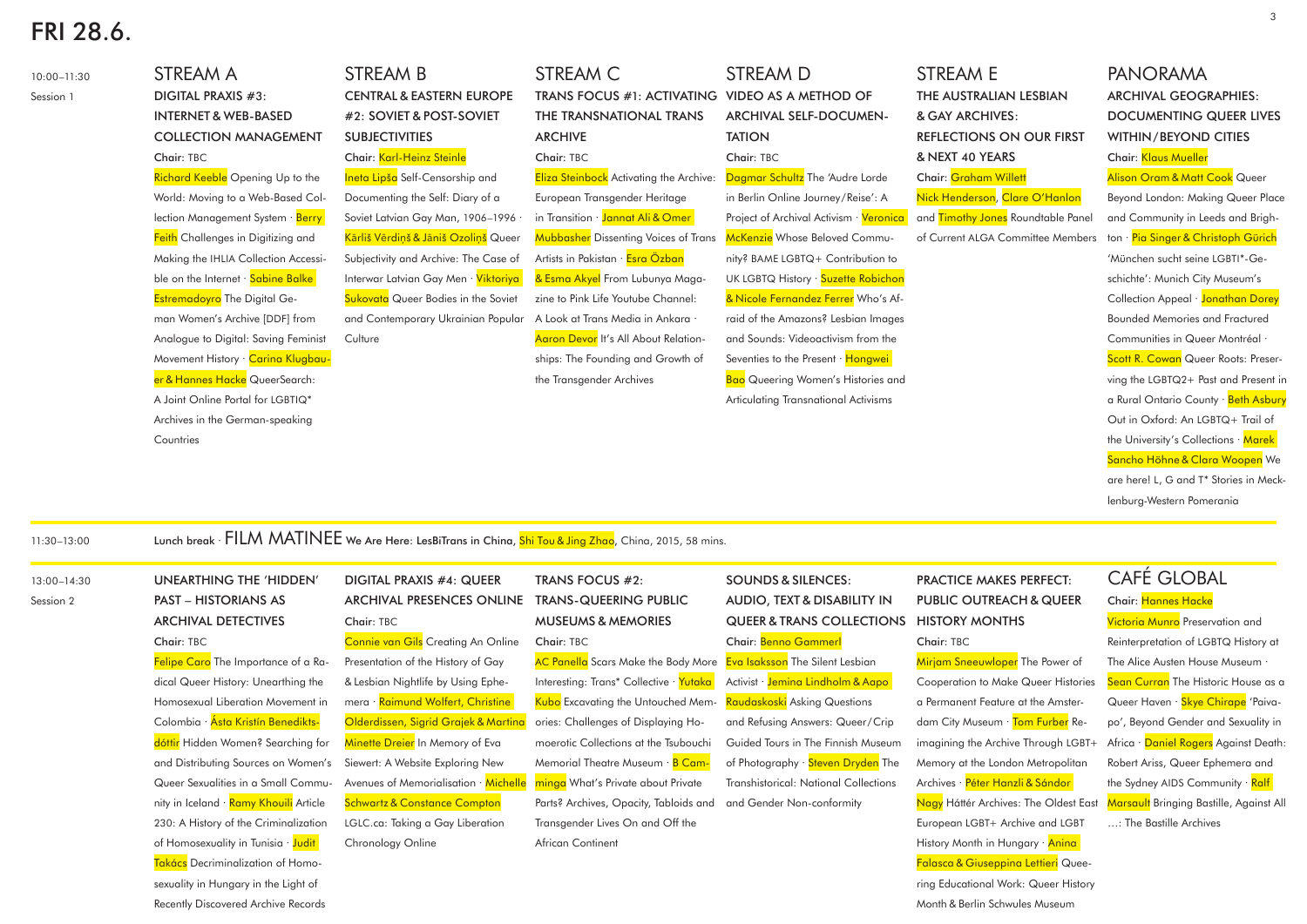# FRI 28.6.

## 10:00–11:30 Session 1

### STREAM A

**DIGITAL PRAXIS #3: INTERNET & WEB-BASED COLLECTION MANAGEMENT**

Chair: TBC

Richard Keeble Opening Up to the World: Moving to a Web-Based Collection Management System · Berry Feith Challenges in Digitizing and Making the IHLIA Collection Accessible on the Internet · Sabine Balke Estremadoyro The Digital German Women's Archive [DDF] from Analogue to Digital: Saving Feminist Movement History · Carina Klugbauer & Hannes Hacke QueerSearch: A Joint Online Portal for LGBTIQ* Archives in the German-speaking Countries

### STREAM B

**CENTRAL & EASTERN EUROPE #2: SOVIET & POST-SOVIET SUBJECTIVITIES**

Chair: Karl-Heinz Steinle

Ineta Lipša Self-Censorship and Documenting the Self: Diary of a Soviet Latvian Gay Man, 1906–1996 · Kārlis Vērdiņš & Jānis Ozoliņš Queer Subjectivity and Archive: The Case of Interwar Latvian Gay Men · Viktoriya Sukovata Queer Bodies in the Soviet and Contemporary Ukrainian Popular Culture

### STREAM C

**TRANS FOCUS #1: ACTIVATING THE TRANSNATIONAL TRANS ARCHIVE**

Chair: TBC

Eliza Steinbock Activating the Archive: European Transgender Heritage in Transition · Jannat Ali & Omer Mubbasher Dissenting Voices of Trans Artists in Pakistan · Esra Özban & Esma Akyel From Lubunya Magazine to Pink Life Youtube Channel: A Look at Trans Media in Ankara · Aaron Devor It's All About Relationships: The Founding and Growth of the Transgender Archives

### STREAM D

**VIDEO AS A METHOD OF ARCHIVAL SELF-DOCUMENTATION**

Chair: TBC

Dagmar Schultz The 'Audre Lorde in Berlin Online Journey/Reise': A Project of Archival Activism · Veronica McKenzie Whose Beloved Community? BAME LGBTQ+ Contribution to UK LGBTQ History · Suzette Robichon & Nicole Fernandez Ferrer Who's Afraid of the Amazons? Lesbian Images and Sounds: Videoactivism from the Seventies to the Present · Hongwei Bao Queering Women's Histories and Articulating Transnational Activisms

### STREAM E

**THE AUSTRALIAN LESBIAN & GAY ARCHIVES: REFLECTIONS ON OUR FIRST & NEXT 40 YEARS**

Chair: Graham Willett

Nick Henderson, Clare O'Hanlon and Timothy Jones Roundtable Panel of Current ALGA Committee Members

### PANORAMA

**ARCHIVAL GEOGRAPHIES: DOCUMENTING QUEER LIVES WITHIN/BEYOND CITIES**

Chair: Klaus Mueller

Alison Oram & Matt Cook Queer Beyond London: Making Queer Place and Community in Leeds and Brighton · Pia Singer & Christoph Gürich 'München sucht seine LGBTI*-Geschichte': Munich City Museum's Collection Appeal · Jonathan Dorey Bounded Memories and Fractured Communities in Queer Montréal · Scott R. Cowan Queer Roots: Preserving the LGBTQ2+ Past and Present in a Rural Ontario County · Beth Asbury Out in Oxford: An LGBTQ+ Trail of the University's Collections · Marek Sancho Höhne & Clara Woopen We are here! L, G and T* Stories in Mecklenburg-Western Pomerania

## 11:30–13:00

Lunch break · **FILM MATINEE** We Are Here: LesBiTrans in China, Shi Tou & Jing Zhao, China, 2015, 58 mins.

## 13:00–14:30 Session 2

### UNEARTHING THE 'HIDDEN' PAST – HISTORIANS AS ARCHIVAL DETECTIVES

Chair: TBC

Felipe Caro The Importance of a Radical Queer History: Unearthing the Homosexual Liberation Movement in Colombia · Ásta Kristín Benediktsdóttir Hidden Women? Searching for and Distributing Sources on Women's Queer Sexualities in a Small Community in Iceland · Ramy Khouili Article 230: A History of the Criminalization of Homosexuality in Tunisia · Judit Takács Decriminalization of Homosexuality in Hungary in the Light of Recently Discovered Archive Records

### DIGITAL PRAXIS #4: QUEER ARCHIVAL PRESENCES ONLINE

Chair: TBC

Connie van Gils Creating An Online Presentation of the History of Gay & Lesbian Nightlife by Using Ephemera · Raimund Wolfert, Christine Olderdissen, Sigrid Grajek & Martina Minette Dreier In Memory of Eva Siewert: A Website Exploring New Avenues of Memorialisation · Michelle Schwartz & Constance Crompton LGLC.ca: Taking a Gay Liberation Chronology Online

### TRANS FOCUS #2: TRANS-QUEERING PUBLIC MUSEUMS & MEMORIES

Chair: TBC

AC Panella Scars Make the Body More Interesting: Trans* Collective · Yutaka Kubo Excavating the Untouched Memories: Challenges of Displaying Homoerotic Collections at the Tsubouchi Memorial Theatre Museum · B Camminga What's Private about Private Parts? Archives, Opacity, Tabloids and Transgender Lives On and Off the African Continent

### SOUNDS & SILENCES: AUDIO, TEXT & DISABILITY IN QUEER & TRANS COLLECTIONS

Chair: Benno Gammerl

Eva Isaksson The Silent Lesbian Activist · Jemina Lindholm & Aapo Raudaskoski Asking Questions and Refusing Answers: Queer/Crip Guided Tours in The Finnish Museum of Photography · Steven Dryden The Transhistorical: National Collections and Gender Non-conformity

### PRACTICE MAKES PERFECT: PUBLIC OUTREACH & QUEER HISTORY MONTHS

Chair: TBC

Mirjam Sneeuwloper The Power of Cooperation to Make Queer Histories a Permanent Feature at the Amsterdam City Museum · Tom Furber Reimagining the Archive Through LGBT+ Memory at the London Metropolitan Archives · Péter Hanzli & Sándor Nagy Háttér Archives: The Oldest East European LGBT+ Archive and LGBT History Month in Hungary · Anina Falasca & Giuseppina Lettieri Queering Educational Work: Queer History Month & Berlin Schwules Museum

### CAFÉ GLOBAL

Chair: Hannes Hacke

Victoria Munro Preservation and Reinterpretation of LGBTQ History at The Alice Austen House Museum · Sean Curran The Historic House as a Queer Haven · Skye Chirape 'Paivapo', Beyond Gender and Sexuality in Africa · Daniel Rogers Against Death: Robert Ariss, Queer Ephemera and the Sydney AIDS Community · Ralf Marsault Bringing Bastille, Against All …: The Bastille Archives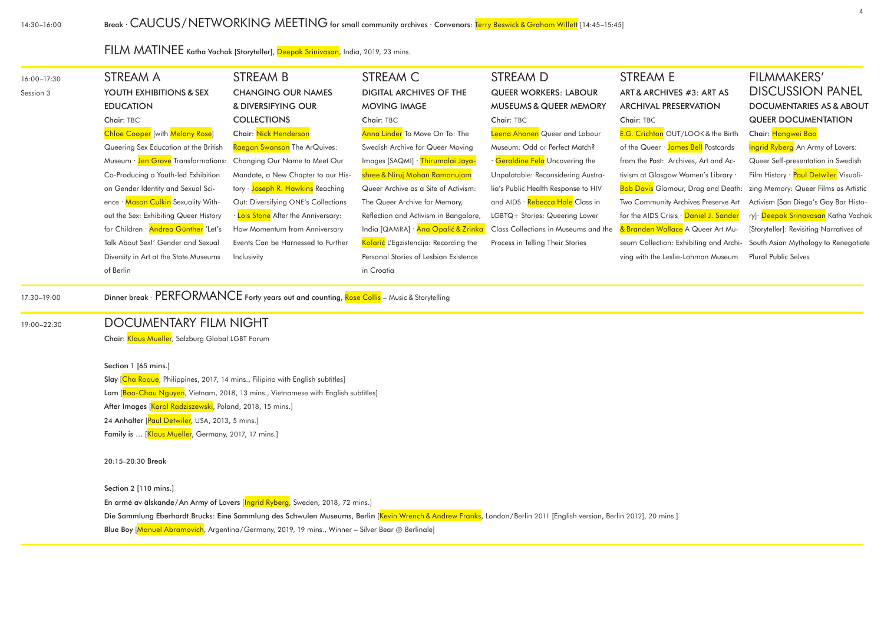14:30–16:00 Break · **CAUCUS/NETWORKING MEETING** for small community archives · Convenors: Terry Beswick & Graham Willett [14:45–15:45]

**FILM MATINEE** Katha Vachak [Storyteller], Deepak Srinivasan, India, 2019, 23 mins.

16:00–17:30 Session 3

## STREAM A

### YOUTH EXHIBITIONS & SEX EDUCATION

Chair: TBC

Chloe Cooper [with Melany Rose] Queering Sex Education at the British Museum · Jen Grove Transformations: Co-Producing a Youth-led Exhibition on Gender Identity and Sexual Science · Mason Culkin Sexuality Without the Sex: Exhibiting Queer History for Children · Andrea Günther 'Let's Talk About Sex!' Gender and Sexual Diversity in Art at the State Museums of Berlin

## STREAM B

### CHANGING OUR NAMES & DIVERSIFYING OUR COLLECTIONS

Chair: Nick Henderson

Raegan Swanson The ArQuives: Changing Our Name to Meet Our Mandate, a New Chapter to our History · Joseph R. Hawkins Reaching Out: Diversifying ONE's Collections · Lois Stone After the Anniversary: How Momentum from Anniversary Events Can be Harnessed to Further Inclusivity

## STREAM C

### DIGITAL ARCHIVES OF THE MOVING IMAGE

Chair: TBC

Anna Linder To Move On To: The Swedish Archive for Queer Moving Images [SAQMI] · Thirumalai Jayashree & Niruj Mohan Ramanujam Queer Archive as a Site of Activism: The Queer Archive for Memory, Reflection and Activism in Bangalore, India [QAMRA] · Ana Opalić & Zrinka Kolarić L'Egzistencija: Recording the Personal Stories of Lesbian Existence in Croatia

## STREAM D

### QUEER WORKERS: LABOUR MUSEUMS & QUEER MEMORY

Chair: TBC

Leena Ahonen Queer and Labour Museum: Odd or Perfect Match? · Geraldine Fela Uncovering the Unpalatable: Reconsidering Australia's Public Health Response to HIV and AIDS · Rebecca Hale Class in LGBTQ+ Stories: Queering Lower Class Collections in Museums and the Process in Telling Their Stories

## STREAM E

### ART & ARCHIVES #3: ART AS ARCHIVAL PRESERVATION

Chair: TBC

E.G. Crichton OUT/LOOK & the Birth of the Queer · James Bell Postcards from the Past: Archives, Art and Activism at Glasgow Women's Library · Bob Davis Glamour, Drag and Death: Two Community Archives Preserve Art for the AIDS Crisis · Daniel J. Sander & Branden Wallace A Queer Art Museum Collection: Exhibiting and Archiving with the Leslie-Lohman Museum

## FILMMAKERS' DISCUSSION PANEL

### DOCUMENTARIES AS & ABOUT QUEER DOCUMENTATION

Chair: Hongwei Bao

Ingrid Ryberg An Army of Lovers: Queer Self-presentation in Swedish Film History · Paul Detwiler Visualizing Memory: Queer Films as Artistic Activism [San Diego's Gay Bar History]· Deepak Srinavasan Katha Vachak [Storyteller]: Revisiting Narratives of South Asian Mythology to Renegotiate Plural Public Selves

17:30–19:00 Dinner break · **PERFORMANCE** Forty years out and counting, Rose Collis – Music & Storytelling

19:00–22:30

## DOCUMENTARY FILM NIGHT

Chair: Klaus Mueller, Salzburg Global LGBT Forum

**Section 1 [65 mins.]**

**Slay** [Cha Roque, Philippines, 2017, 14 mins., Filipino with English subtitles]
**Lam** [Bao-Chau Nguyen, Vietnam, 2018, 13 mins., Vietnamese with English subtitles]
**After Images** [Karol Radziszewski, Poland, 2018, 15 mins.]
**24 Anhalter** [Paul Detwiler, USA, 2013, 5 mins.]
**Family is …** [Klaus Mueller, Germany, 2017, 17 mins.]

**20:15–20:30 Break**

**Section 2 [110 mins.]**

**En armé av älskande/An Army of Lovers** [Ingrid Ryberg, Sweden, 2018, 72 mins.]
**Die Sammlung Eberhardt Brucks: Eine Sammlung des Schwulen Museums, Berlin** [Kevin Wrench & Andrew Franks, London/Berlin 2011 [English version, Berlin 2012], 20 mins.]
**Blue Boy** [Manuel Abramovich, Argentina/Germany, 2019, 19 mins., Winner – Silver Bear @ Berlinale]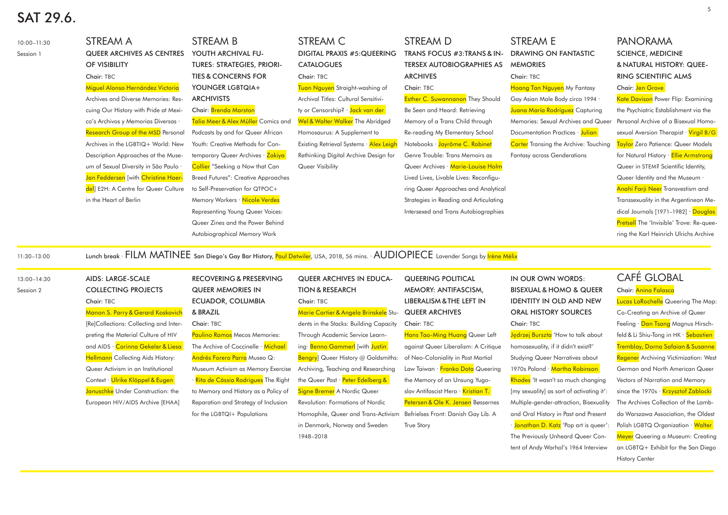# SAT 29.6.

## 10:00–11:30 Session 1

### STREAM A
#### QUEER ARCHIVES AS CENTRES OF VISIBILITY

Chair: TBC

Miguel Alonso Hernández Victoria Archives and Diverse Memories: Rescuing Our History with Pride at Mexico's Archivos y Memorias Diversas · Research Group of the MSD Personal Archives in the LGBTIQ+ World: New Description Approaches at the Museum of Sexual Diversity in São Paulo · Jan Feddersen [with Christine Haerdel] E2H: A Centre for Queer Culture in the Heart of Berlin

### STREAM B
#### YOUTH ARCHIVAL FUTURES: STRATEGIES, PRIORITIES & CONCERNS FOR YOUNGER LGBTQIA+ ARCHIVISTS

Chair: Brenda Marston

Talia Meer & Alex Müller Comics and Podcasts by and for Queer African Youth: Creative Methods for Contemporary Queer Archives · Zakiya Collier "Seeking a Now that Can Breed Futures": Creative Approaches to Self-Preservation for QTPOC+ Memory Workers · Nicole Verdes Representing Young Queer Voices: Queer Zines and the Power Behind Autobiographical Memory Work

### STREAM C
#### DIGITAL PRAXIS #5:QUEERING CATALOGUES

Chair: TBC

Tuan Nguyen Straight-washing of Archival Titles: Cultural Sensitivity or Censorship? · Jack van der Wel & Walter Walker The Abridged Homosaurus: A Supplement to Existing Retrieval Systems · Alex Leigh Rethinking Digital Archive Design for Queer Visibility

### STREAM D
#### TRANS FOCUS #3:TRANS & INTERSEX AUTOBIOGRAPHIES AS ARCHIVES

Chair: TBC

Esther C. Suwannanon They Should Be Seen and Heard: Retrieving Memory of a Trans Child through Re-reading My Elementary School Notebooks · Jayrôme C. Robinet Genre Trouble: Trans Memoirs as Queer Archives · Marie-Louise Holm Lived Lives, Livable Lives: Reconfiguring Queer Approaches and Analytical Strategies in Reading and Articulating Intersexed and Trans Autobiographies

### STREAM E
#### DRAWING ON FANTASTIC MEMORIES

Chair: TBC

Hoang Tan Nguyen My Fantasy Gay Asian Male Body circa 1994 · Juana María Rodríguez Capturing Memories: Sexual Archives and Queer Documentation Practices · Julian Carter Transing the Archive: Touching Fantasy across Genderations

### PANORAMA
#### SCIENCE, MEDICINE & NATURAL HISTORY: QUEERING SCIENTIFIC ALMS

Chair: Jen Grove

Kate Davison Power Flip: Examining the Psychiatric Establishment via the Personal Archive of a Bisexual Homosexual Aversion Therapist · Virgil B/G Taylor Zero Patience: Queer Models for Natural History · Ellie Armstrong Queer in STEM? Scientific Identity, Queer Identity and the Museum · Anahí Farji Neer Transvestism and Transsexuality in the Argentinean Medical Journals [1971–1982] · Douglas Pretsell The 'Invisible' Trove: Re-queering the Karl Heinrich Ulrichs Archive

## 11:30–13:00

Lunch break · FILM MATINEE San Diego's Gay Bar History, Paul Detwiler, USA, 2018, 56 mins. · AUDIOPIECE Lavender Songs by Irène Mélix

## 13:00–14:30 Session 2

#### AIDS: LARGE-SCALE COLLECTING PROJECTS

Chair: TBC

Manon S. Parry & Gerard Koskovich [Re]Collections: Collecting and Interpreting the Material Culture of HIV and AIDS · Corinna Gekeler & Liesa Hellmann Collecting Aids History: Queer Activism in an Institutional Context · Ulrike Klöppel & Eugen Januschke Under Construction: the European HIV/AIDS Archive [EHAA]

#### RECOVERING & PRESERVING QUEER MEMORIES IN ECUADOR, COLUMBIA & BRAZIL

Chair: TBC

Paulino Ramos Mecos Memories: The Archive of Coccinelle · Michael Andrés Forero Parra Museo Q: Museum Activism as Memory Exercise · Rita de Cássia Rodrigues The Right to Memory and History as a Policy of Reparation and Strategy of Inclusion for the LGBTQI+ Populations

#### QUEER ARCHIVES IN EDUCATION & RESEARCH

Chair: TBC

Marie Cartier & Angela Brinskele Students in the Stacks: Building Capacity Through Academic Service Learning · Benno Gammerl [with Justin Bengry] Queer History @ Goldsmiths: Archiving, Teaching and Researching the Queer Past · Peter Edelberg & Signe Bremer A Nordic Queer Revolution: Formations of Nordic Homophile, Queer and Trans-Activism in Denmark, Norway and Sweden 1948–2018

#### QUEERING POLITICAL MEMORY: ANTIFASCISM, LIBERALISM & THE LEFT IN QUEER ARCHIVES

Chair: TBC

Hans Tao-Ming Huang Queer Left against Queer Liberalism: A Critique of Neo-Coloniality in Post Martial Law Taiwan · Franko Dota Queering the Memory of an Unsung Yugoslav Antifascist Hero · Kristian T. Petersen & Ole K. Jensen Bøssernes Befrielses Front: Danish Gay Lib. A True Story

#### IN OUR OWN WORDS: BISEXUAL & HOMO & QUEER IDENTITY IN OLD AND NEW ORAL HISTORY SOURCES

Chair: TBC

Jędrzej Burszta 'How to talk about homosexuality, if it didn't exist?' Studying Queer Narratives about 1970s Poland · Martha Robinson Rhodes 'It wasn't so much changing [my sexuality] as sort of activating it': Multiple-gender-attraction, Bisexuality and Oral History in Past and Present · Jonathan D. Katz 'Pop art is queer': The Previously Unheard Queer Content of Andy Warhol's 1964 Interview

### CAFÉ GLOBAL

Chair: Anina Falasca

Lucas LaRochelle Queering The Map: Co-Creating an Archive of Queer Feeling · Dan Tsang Magnus Hirschfeld & Li Shiu-Tong in HK · Sebastien Tremblay, Dorna Safaian & Susanne Regener Archiving Victimization: West German and North American Queer Vectors of Narration and Memory since the 1970s · Krzysztof Zablocki The Archives Collection of the Lambda Warszawa Association, the Oldest Polish LGBTQ Organization · Walter Meyer Queering a Museum: Creating an LGBTQ+ Exhibit for the San Diego History Center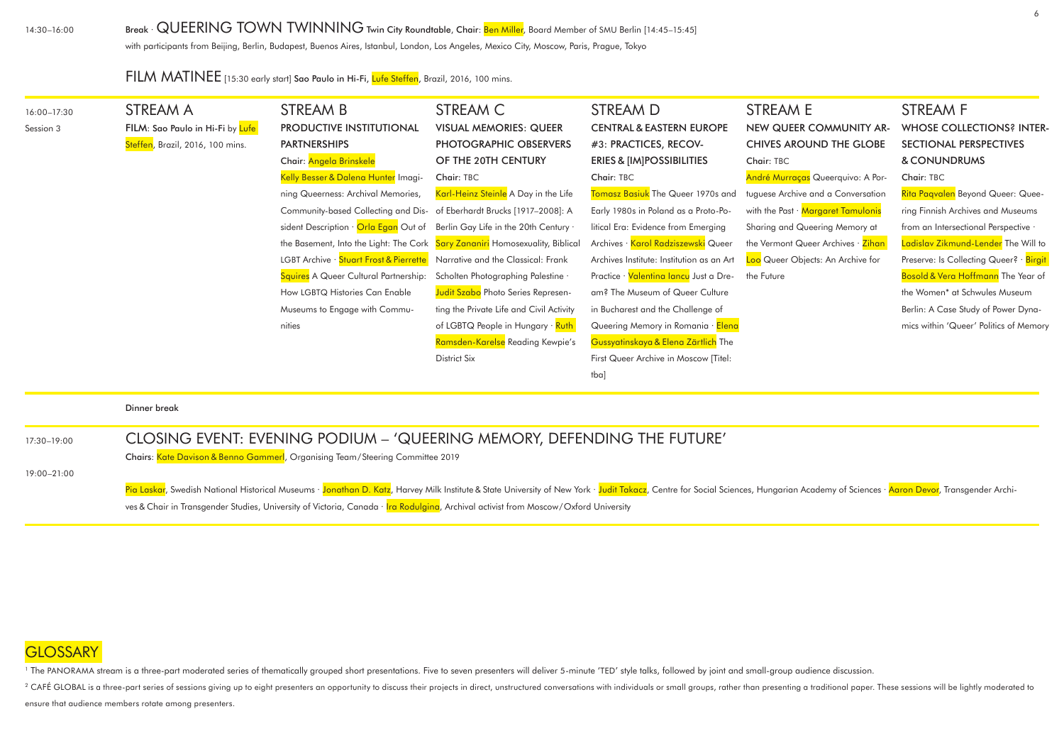14:30–16:00

**Break** · QUEERING TOWN TWINNING **Twin City Roundtable**, **Chair**: Ben Miller, Board Member of SMU Berlin [14:45–15:45]

with participants from Beijing, Berlin, Budapest, Buenos Aires, Istanbul, London, Los Angeles, Mexico City, Moscow, Paris, Prague, Tokyo

FILM MATINEE [15:30 early start] **Sao Paulo in Hi-Fi**, Lufe Steffen, Brazil, 2016, 100 mins.

16:00–17:30

Session 3

## STREAM A

**FILM: Sao Paulo in Hi-Fi** by Lufe Steffen, Brazil, 2016, 100 mins.

## STREAM B

**PRODUCTIVE INSTITUTIONAL PARTNERSHIPS**

**Chair**: Angela Brinskele

Kelly Besser & Dalena Hunter Imagining Queerness: Archival Memories, Community-based Collecting and Dissident Description · Orla Egan Out of the Basement, Into the Light: The Cork LGBT Archive · Stuart Frost & Pierrette Squires A Queer Cultural Partnership: How LGBTQ Histories Can Enable Museums to Engage with Communities

## STREAM C

**VISUAL MEMORIES: QUEER PHOTOGRAPHIC OBSERVERS OF THE 20TH CENTURY**

**Chair**: TBC

Karl-Heinz Steinle A Day in the Life of Eberhardt Brucks [1917–2008]: A Berlin Gay Life in the 20th Century · Sary Zananiri Homosexuality, Biblical Narrative and the Classical: Frank Scholten Photographing Palestine · Judit Szabo Photo Series Representing the Private Life and Civil Activity of LGBTQ People in Hungary · Ruth Ramsden-Karelse Reading Kewpie's District Six

## STREAM D

**CENTRAL & EASTERN EUROPE #3: PRACTICES, RECOVERIES & [IM]POSSIBILITIES**

**Chair**: TBC

Tomasz Basiuk The Queer 1970s and Early 1980s in Poland as a Proto-Political Era: Evidence from Emerging Archives · Karol Radziszewski Queer Archives Institute: Institution as an Art Practice · Valentina Iancu Just a Dream? The Museum of Queer Culture in Bucharest and the Challenge of Queering Memory in Romania · Elena Gussyatinskaya & Elena Zärtlich The First Queer Archive in Moscow [Titel: tba]

## STREAM E

**NEW QUEER COMMUNITY ARCHIVES AROUND THE GLOBE**

**Chair**: TBC

André Murraças Queerquivo: A Portuguese Archive and a Conversation with the Past · Margaret Tamulonis Sharing and Queering Memory at the Vermont Queer Archives · Zihan Loo Queer Objects: An Archive for the Future

## STREAM F

**WHOSE COLLECTIONS? INTERSECTIONAL PERSPECTIVES & CONUNDRUMS**

**Chair**: TBC

Rita Paqvalen Beyond Queer: Queering Finnish Archives and Museums from an Intersectional Perspective · Ladislav Zikmund-Lender The Will to Preserve: Is Collecting Queer? · Birgit Bosold & Vera Hoffmann The Year of the Women* at Schwules Museum Berlin: A Case Study of Power Dynamics within 'Queer' Politics of Memory

**Dinner break**

17:30–19:00

19:00–21:00

CLOSING EVENT: EVENING PODIUM – 'QUEERING MEMORY, DEFENDING THE FUTURE'

**Chairs**: Kate Davison & Benno Gammerl, Organising Team/Steering Committee 2019

Pia Laskar, Swedish National Historical Museums · Jonathan D. Katz, Harvey Milk Institute & State University of New York · Judit Takacz, Centre for Social Sciences, Hungarian Academy of Sciences · Aaron Devor, Transgender Archives & Chair in Transgender Studies, University of Victoria, Canada · Ira Rodulgina, Archival activist from Moscow/Oxford University

# GLOSSARY

[1] The PANORAMA stream is a three-part moderated series of thematically grouped short presentations. Five to seven presenters will deliver 5-minute 'TED' style talks, followed by joint and small-group audience discussion.

[2] CAFÉ GLOBAL is a three-part series of sessions giving up to eight presenters an opportunity to discuss their projects in direct, unstructured conversations with individuals or small groups, rather than presenting a traditional paper. These sessions will be lightly moderated to ensure that audience members rotate among presenters.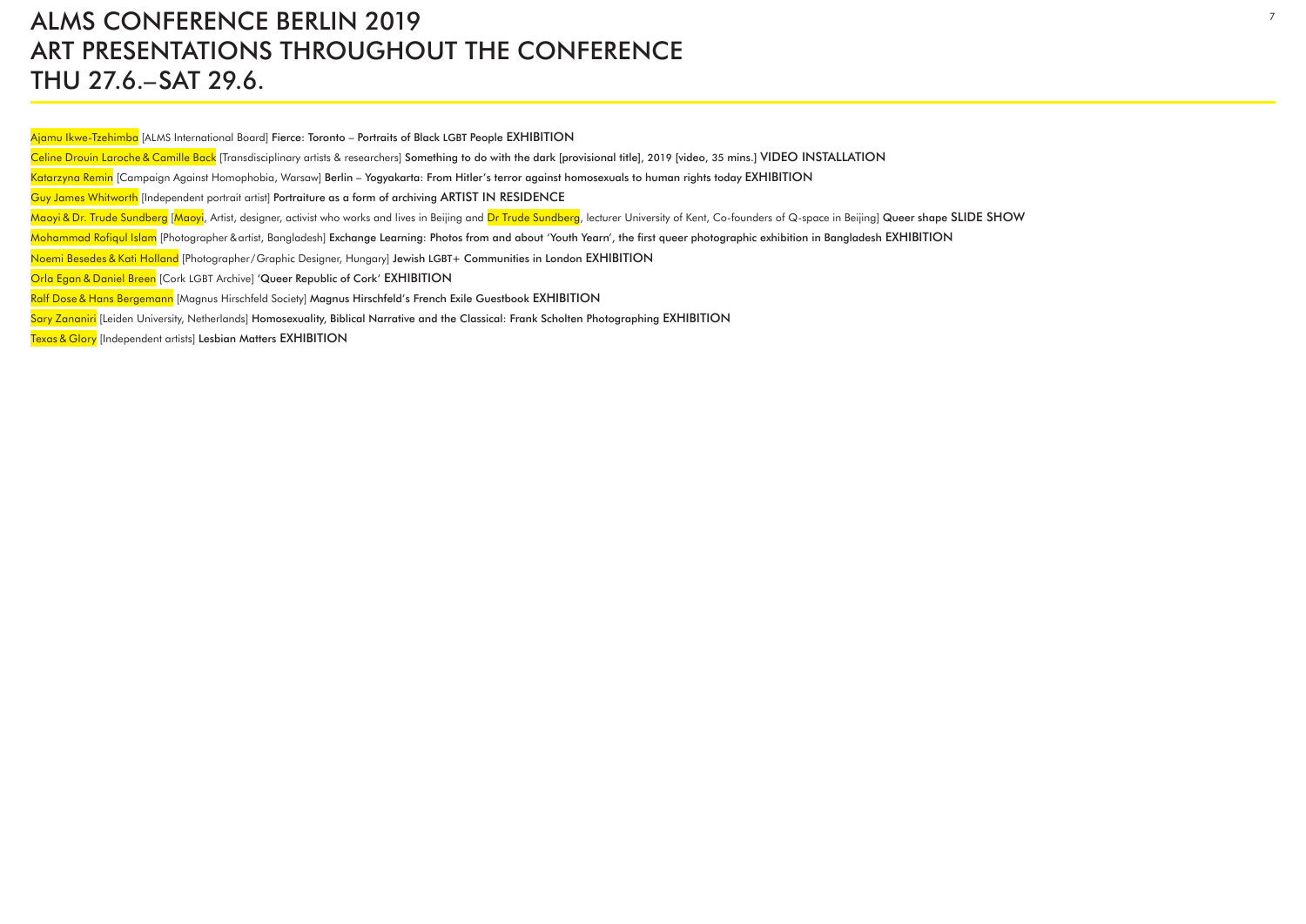# ALMS CONFERENCE BERLIN 2019
# ART PRESENTATIONS THROUGHOUT THE CONFERENCE
# THU 27.6.–SAT 29.6.

Ajamu Ikwe-Tzehimba [ALMS International Board] **Fierce: Toronto – Portraits of Black LGBT People EXHIBITION**

Celine Drouin Laroche & Camille Back [Transdisciplinary artists & researchers] **Something to do with the dark [provisional title], 2019 [video, 35 mins.] VIDEO INSTALLATION**

Katarzyna Remin [Campaign Against Homophobia, Warsaw] **Berlin – Yogyakarta: From Hitler's terror against homosexuals to human rights today EXHIBITION**

Guy James Whitworth [Independent portrait artist] **Portraiture as a form of archiving ARTIST IN RESIDENCE**

Maoyi & Dr. Trude Sundberg [Maoyi, Artist, designer, activist who works and lives in Beijing and Dr Trude Sundberg, lecturer University of Kent, Co-founders of Q-space in Beijing] **Queer shape SLIDE SHOW**

Mohammad Rofiqul Islam [Photographer & artist, Bangladesh] **Exchange Learning: Photos from and about 'Youth Yearn', the first queer photographic exhibition in Bangladesh EXHIBITION**

Noemi Besedes & Kati Holland [Photographer/Graphic Designer, Hungary] **Jewish LGBT+ Communities in London EXHIBITION**

Orla Egan & Daniel Breen [Cork LGBT Archive] **'Queer Republic of Cork' EXHIBITION**

Ralf Dose & Hans Bergemann [Magnus Hirschfeld Society] **Magnus Hirschfeld's French Exile Guestbook EXHIBITION**

Sary Zananiri [Leiden University, Netherlands] **Homosexuality, Biblical Narrative and the Classical: Frank Scholten Photographing EXHIBITION**

Texas & Glory [Independent artists] **Lesbian Matters EXHIBITION**